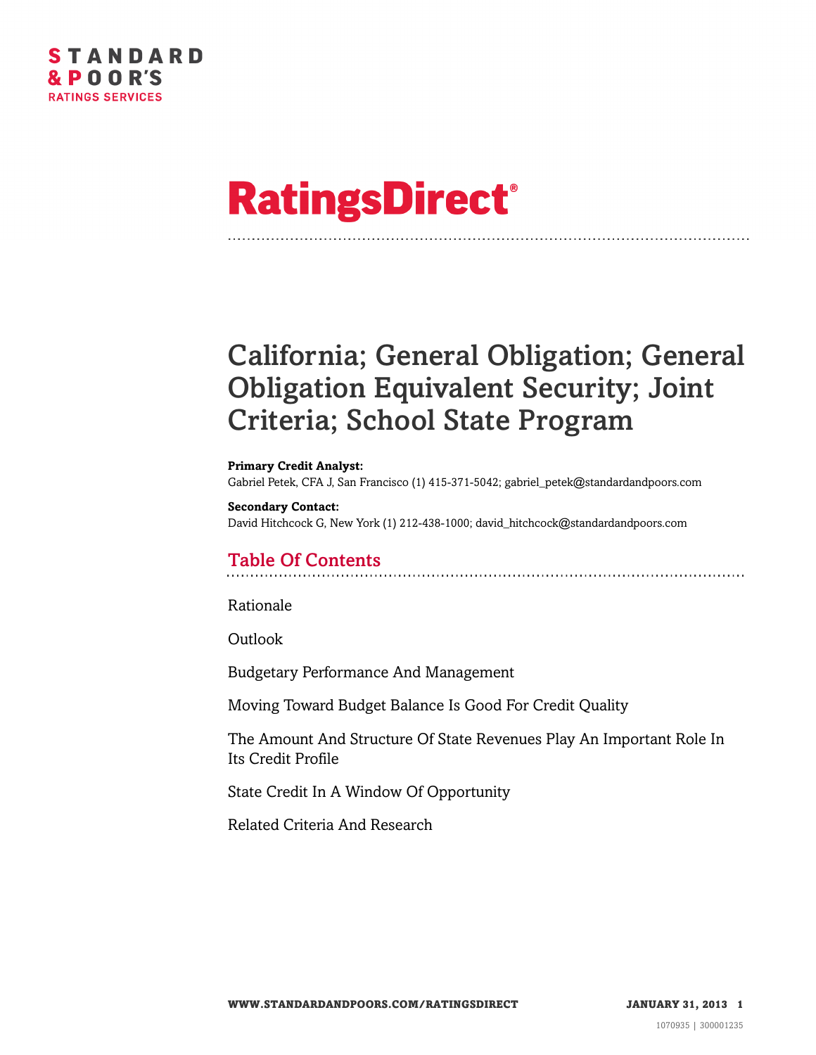STANDARD & POOR'S
RATINGS SERVICES

# RatingsDirect®

# California; General Obligation; General Obligation Equivalent Security; Joint Criteria; School State Program

**Primary Credit Analyst:**
Gabriel Petek, CFA J, San Francisco (1) 415-371-5042; gabriel_petek@standardandpoors.com

**Secondary Contact:**
David Hitchcock G, New York (1) 212-438-1000; david_hitchcock@standardandpoors.com

## Table Of Contents

Rationale

Outlook

Budgetary Performance And Management

Moving Toward Budget Balance Is Good For Credit Quality

The Amount And Structure Of State Revenues Play An Important Role In Its Credit Profile

State Credit In A Window Of Opportunity

Related Criteria And Research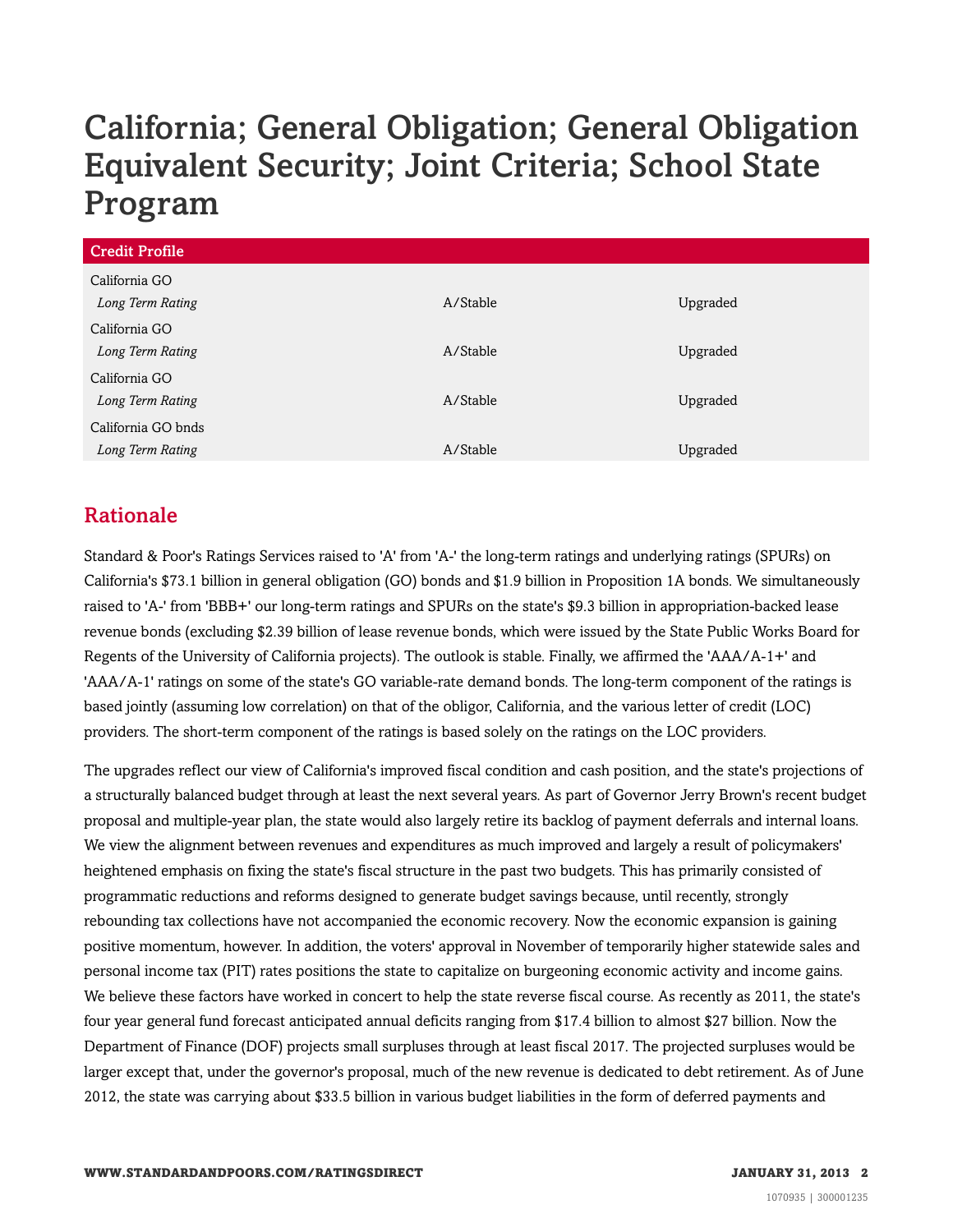# California; General Obligation; General Obligation Equivalent Security; Joint Criteria; School State Program

| Credit Profile | | |
|---|---|---|
| California GO | | |
| *Long Term Rating* | A/Stable | Upgraded |
| California GO | | |
| *Long Term Rating* | A/Stable | Upgraded |
| California GO | | |
| *Long Term Rating* | A/Stable | Upgraded |
| California GO bnds | | |
| *Long Term Rating* | A/Stable | Upgraded |

## Rationale

Standard & Poor's Ratings Services raised to 'A' from 'A-' the long-term ratings and underlying ratings (SPURs) on California's $73.1 billion in general obligation (GO) bonds and $1.9 billion in Proposition 1A bonds. We simultaneously raised to 'A-' from 'BBB+' our long-term ratings and SPURs on the state's $9.3 billion in appropriation-backed lease revenue bonds (excluding $2.39 billion of lease revenue bonds, which were issued by the State Public Works Board for Regents of the University of California projects). The outlook is stable. Finally, we affirmed the 'AAA/A-1+' and 'AAA/A-1' ratings on some of the state's GO variable-rate demand bonds. The long-term component of the ratings is based jointly (assuming low correlation) on that of the obligor, California, and the various letter of credit (LOC) providers. The short-term component of the ratings is based solely on the ratings on the LOC providers.

The upgrades reflect our view of California's improved fiscal condition and cash position, and the state's projections of a structurally balanced budget through at least the next several years. As part of Governor Jerry Brown's recent budget proposal and multiple-year plan, the state would also largely retire its backlog of payment deferrals and internal loans. We view the alignment between revenues and expenditures as much improved and largely a result of policymakers' heightened emphasis on fixing the state's fiscal structure in the past two budgets. This has primarily consisted of programmatic reductions and reforms designed to generate budget savings because, until recently, strongly rebounding tax collections have not accompanied the economic recovery. Now the economic expansion is gaining positive momentum, however. In addition, the voters' approval in November of temporarily higher statewide sales and personal income tax (PIT) rates positions the state to capitalize on burgeoning economic activity and income gains. We believe these factors have worked in concert to help the state reverse fiscal course. As recently as 2011, the state's four year general fund forecast anticipated annual deficits ranging from $17.4 billion to almost $27 billion. Now the Department of Finance (DOF) projects small surpluses through at least fiscal 2017. The projected surpluses would be larger except that, under the governor's proposal, much of the new revenue is dedicated to debt retirement. As of June 2012, the state was carrying about $33.5 billion in various budget liabilities in the form of deferred payments and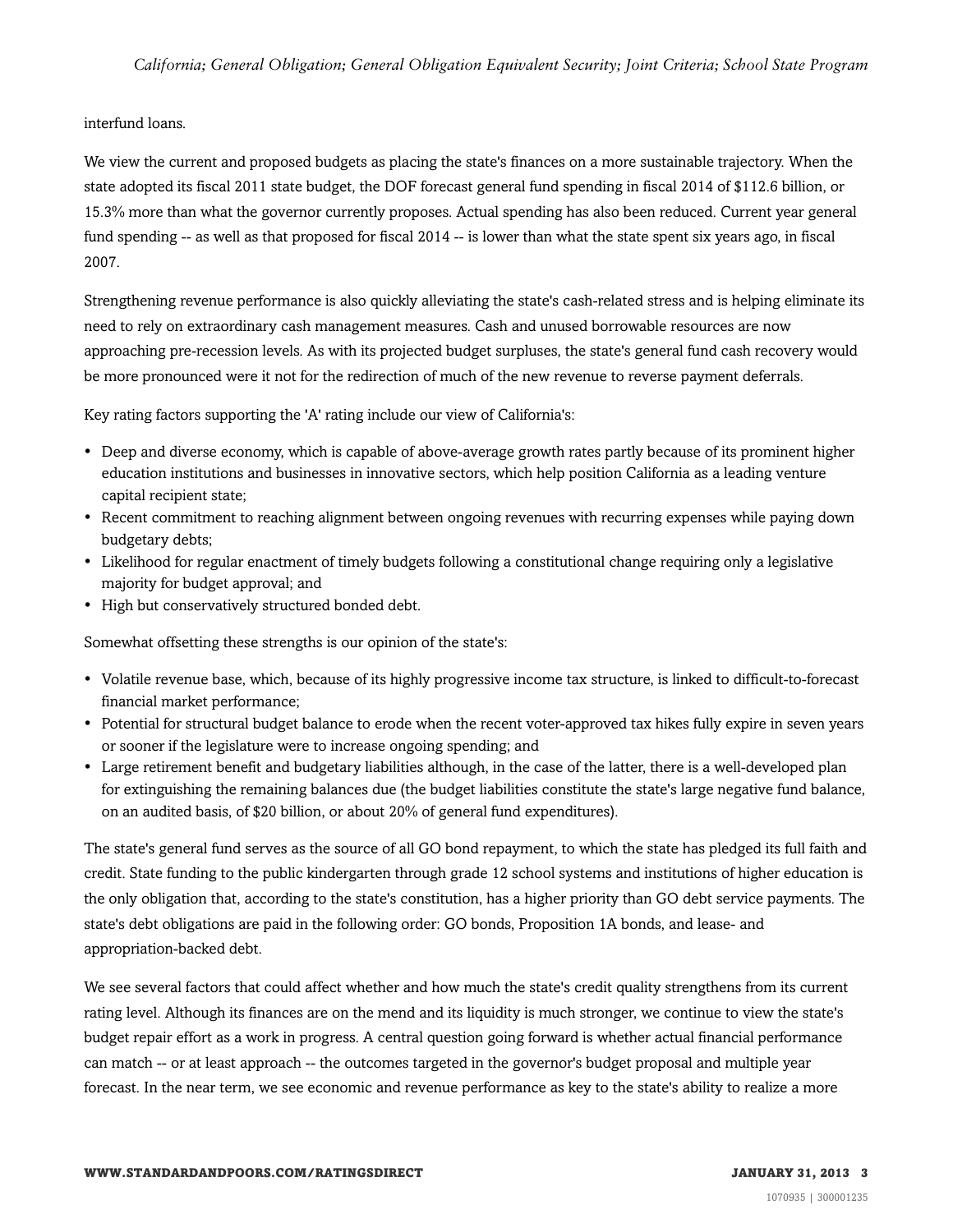interfund loans.

We view the current and proposed budgets as placing the state's finances on a more sustainable trajectory. When the state adopted its fiscal 2011 state budget, the DOF forecast general fund spending in fiscal 2014 of $112.6 billion, or 15.3% more than what the governor currently proposes. Actual spending has also been reduced. Current year general fund spending -- as well as that proposed for fiscal 2014 -- is lower than what the state spent six years ago, in fiscal 2007.

Strengthening revenue performance is also quickly alleviating the state's cash-related stress and is helping eliminate its need to rely on extraordinary cash management measures. Cash and unused borrowable resources are now approaching pre-recession levels. As with its projected budget surpluses, the state's general fund cash recovery would be more pronounced were it not for the redirection of much of the new revenue to reverse payment deferrals.

Key rating factors supporting the 'A' rating include our view of California's:

- Deep and diverse economy, which is capable of above-average growth rates partly because of its prominent higher education institutions and businesses in innovative sectors, which help position California as a leading venture capital recipient state;
- Recent commitment to reaching alignment between ongoing revenues with recurring expenses while paying down budgetary debts;
- Likelihood for regular enactment of timely budgets following a constitutional change requiring only a legislative majority for budget approval; and
- High but conservatively structured bonded debt.

Somewhat offsetting these strengths is our opinion of the state's:

- Volatile revenue base, which, because of its highly progressive income tax structure, is linked to difficult-to-forecast financial market performance;
- Potential for structural budget balance to erode when the recent voter-approved tax hikes fully expire in seven years or sooner if the legislature were to increase ongoing spending; and
- Large retirement benefit and budgetary liabilities although, in the case of the latter, there is a well-developed plan for extinguishing the remaining balances due (the budget liabilities constitute the state's large negative fund balance, on an audited basis, of $20 billion, or about 20% of general fund expenditures).

The state's general fund serves as the source of all GO bond repayment, to which the state has pledged its full faith and credit. State funding to the public kindergarten through grade 12 school systems and institutions of higher education is the only obligation that, according to the state's constitution, has a higher priority than GO debt service payments. The state's debt obligations are paid in the following order: GO bonds, Proposition 1A bonds, and lease- and appropriation-backed debt.

We see several factors that could affect whether and how much the state's credit quality strengthens from its current rating level. Although its finances are on the mend and its liquidity is much stronger, we continue to view the state's budget repair effort as a work in progress. A central question going forward is whether actual financial performance can match -- or at least approach -- the outcomes targeted in the governor's budget proposal and multiple year forecast. In the near term, we see economic and revenue performance as key to the state's ability to realize a more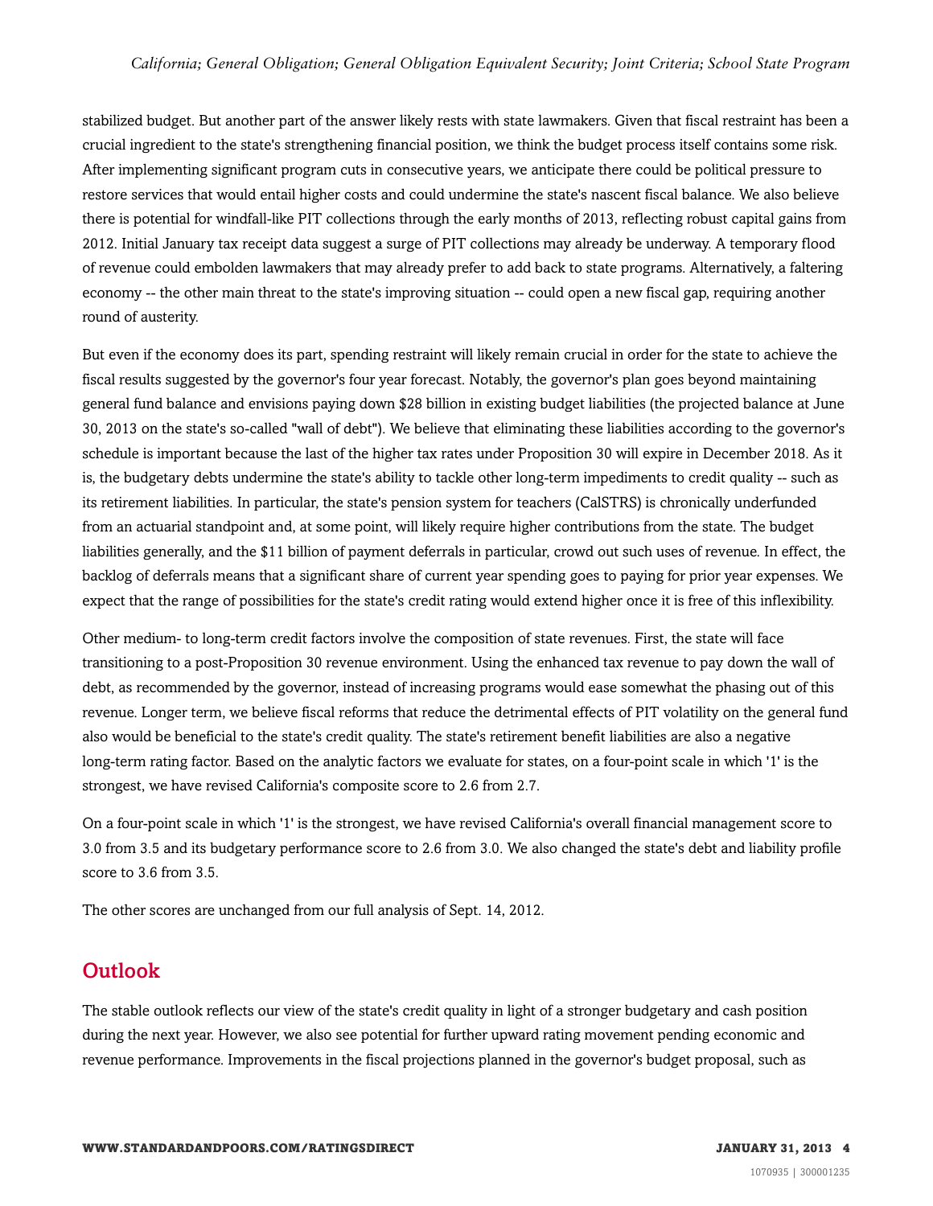stabilized budget. But another part of the answer likely rests with state lawmakers. Given that fiscal restraint has been a crucial ingredient to the state's strengthening financial position, we think the budget process itself contains some risk. After implementing significant program cuts in consecutive years, we anticipate there could be political pressure to restore services that would entail higher costs and could undermine the state's nascent fiscal balance. We also believe there is potential for windfall-like PIT collections through the early months of 2013, reflecting robust capital gains from 2012. Initial January tax receipt data suggest a surge of PIT collections may already be underway. A temporary flood of revenue could embolden lawmakers that may already prefer to add back to state programs. Alternatively, a faltering economy -- the other main threat to the state's improving situation -- could open a new fiscal gap, requiring another round of austerity.

But even if the economy does its part, spending restraint will likely remain crucial in order for the state to achieve the fiscal results suggested by the governor's four year forecast. Notably, the governor's plan goes beyond maintaining general fund balance and envisions paying down $28 billion in existing budget liabilities (the projected balance at June 30, 2013 on the state's so-called "wall of debt"). We believe that eliminating these liabilities according to the governor's schedule is important because the last of the higher tax rates under Proposition 30 will expire in December 2018. As it is, the budgetary debts undermine the state's ability to tackle other long-term impediments to credit quality -- such as its retirement liabilities. In particular, the state's pension system for teachers (CalSTRS) is chronically underfunded from an actuarial standpoint and, at some point, will likely require higher contributions from the state. The budget liabilities generally, and the $11 billion of payment deferrals in particular, crowd out such uses of revenue. In effect, the backlog of deferrals means that a significant share of current year spending goes to paying for prior year expenses. We expect that the range of possibilities for the state's credit rating would extend higher once it is free of this inflexibility.

Other medium- to long-term credit factors involve the composition of state revenues. First, the state will face transitioning to a post-Proposition 30 revenue environment. Using the enhanced tax revenue to pay down the wall of debt, as recommended by the governor, instead of increasing programs would ease somewhat the phasing out of this revenue. Longer term, we believe fiscal reforms that reduce the detrimental effects of PIT volatility on the general fund also would be beneficial to the state's credit quality. The state's retirement benefit liabilities are also a negative long-term rating factor. Based on the analytic factors we evaluate for states, on a four-point scale in which '1' is the strongest, we have revised California's composite score to 2.6 from 2.7.

On a four-point scale in which '1' is the strongest, we have revised California's overall financial management score to 3.0 from 3.5 and its budgetary performance score to 2.6 from 3.0. We also changed the state's debt and liability profile score to 3.6 from 3.5.

The other scores are unchanged from our full analysis of Sept. 14, 2012.

## Outlook

The stable outlook reflects our view of the state's credit quality in light of a stronger budgetary and cash position during the next year. However, we also see potential for further upward rating movement pending economic and revenue performance. Improvements in the fiscal projections planned in the governor's budget proposal, such as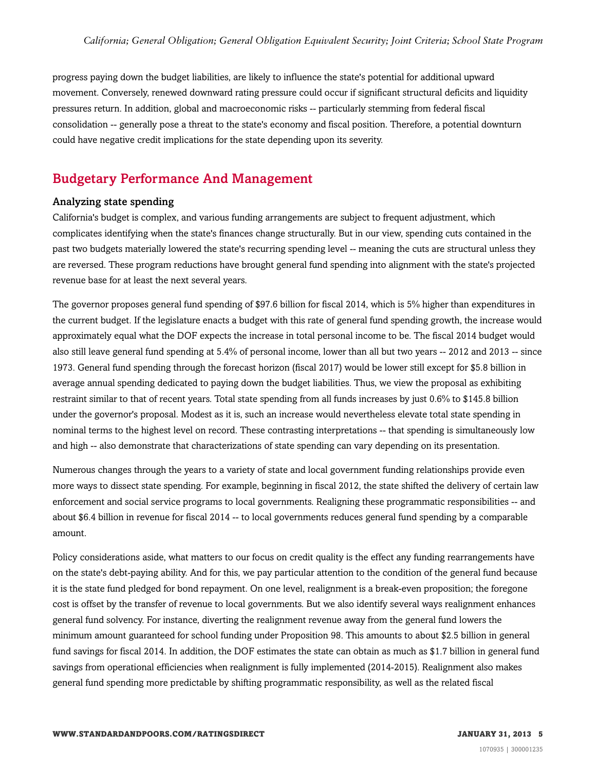progress paying down the budget liabilities, are likely to influence the state's potential for additional upward movement. Conversely, renewed downward rating pressure could occur if significant structural deficits and liquidity pressures return. In addition, global and macroeconomic risks -- particularly stemming from federal fiscal consolidation -- generally pose a threat to the state's economy and fiscal position. Therefore, a potential downturn could have negative credit implications for the state depending upon its severity.

## Budgetary Performance And Management

### Analyzing state spending

California's budget is complex, and various funding arrangements are subject to frequent adjustment, which complicates identifying when the state's finances change structurally. But in our view, spending cuts contained in the past two budgets materially lowered the state's recurring spending level -- meaning the cuts are structural unless they are reversed. These program reductions have brought general fund spending into alignment with the state's projected revenue base for at least the next several years.

The governor proposes general fund spending of $97.6 billion for fiscal 2014, which is 5% higher than expenditures in the current budget. If the legislature enacts a budget with this rate of general fund spending growth, the increase would approximately equal what the DOF expects the increase in total personal income to be. The fiscal 2014 budget would also still leave general fund spending at 5.4% of personal income, lower than all but two years -- 2012 and 2013 -- since 1973. General fund spending through the forecast horizon (fiscal 2017) would be lower still except for $5.8 billion in average annual spending dedicated to paying down the budget liabilities. Thus, we view the proposal as exhibiting restraint similar to that of recent years. Total state spending from all funds increases by just 0.6% to $145.8 billion under the governor's proposal. Modest as it is, such an increase would nevertheless elevate total state spending in nominal terms to the highest level on record. These contrasting interpretations -- that spending is simultaneously low and high -- also demonstrate that characterizations of state spending can vary depending on its presentation.

Numerous changes through the years to a variety of state and local government funding relationships provide even more ways to dissect state spending. For example, beginning in fiscal 2012, the state shifted the delivery of certain law enforcement and social service programs to local governments. Realigning these programmatic responsibilities -- and about $6.4 billion in revenue for fiscal 2014 -- to local governments reduces general fund spending by a comparable amount.

Policy considerations aside, what matters to our focus on credit quality is the effect any funding rearrangements have on the state's debt-paying ability. And for this, we pay particular attention to the condition of the general fund because it is the state fund pledged for bond repayment. On one level, realignment is a break-even proposition; the foregone cost is offset by the transfer of revenue to local governments. But we also identify several ways realignment enhances general fund solvency. For instance, diverting the realignment revenue away from the general fund lowers the minimum amount guaranteed for school funding under Proposition 98. This amounts to about $2.5 billion in general fund savings for fiscal 2014. In addition, the DOF estimates the state can obtain as much as $1.7 billion in general fund savings from operational efficiencies when realignment is fully implemented (2014-2015). Realignment also makes general fund spending more predictable by shifting programmatic responsibility, as well as the related fiscal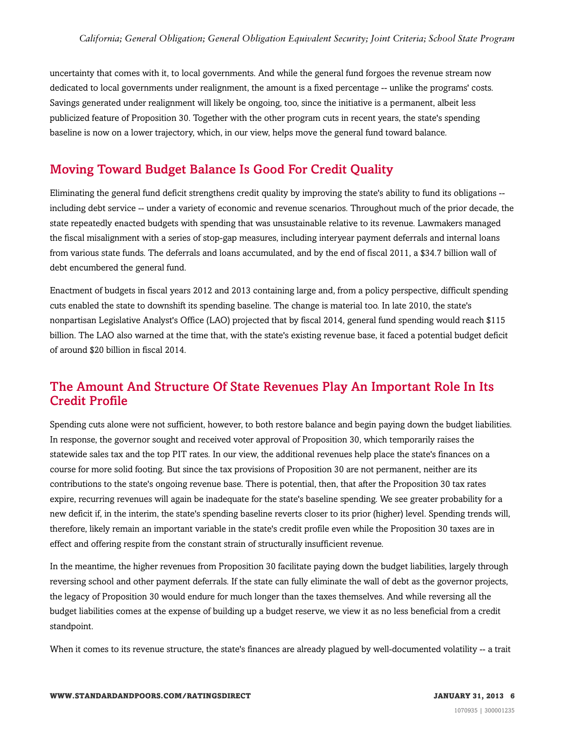uncertainty that comes with it, to local governments. And while the general fund forgoes the revenue stream now dedicated to local governments under realignment, the amount is a fixed percentage -- unlike the programs' costs. Savings generated under realignment will likely be ongoing, too, since the initiative is a permanent, albeit less publicized feature of Proposition 30. Together with the other program cuts in recent years, the state's spending baseline is now on a lower trajectory, which, in our view, helps move the general fund toward balance.

## Moving Toward Budget Balance Is Good For Credit Quality

Eliminating the general fund deficit strengthens credit quality by improving the state's ability to fund its obligations -- including debt service -- under a variety of economic and revenue scenarios. Throughout much of the prior decade, the state repeatedly enacted budgets with spending that was unsustainable relative to its revenue. Lawmakers managed the fiscal misalignment with a series of stop-gap measures, including interyear payment deferrals and internal loans from various state funds. The deferrals and loans accumulated, and by the end of fiscal 2011, a $34.7 billion wall of debt encumbered the general fund.

Enactment of budgets in fiscal years 2012 and 2013 containing large and, from a policy perspective, difficult spending cuts enabled the state to downshift its spending baseline. The change is material too. In late 2010, the state's nonpartisan Legislative Analyst's Office (LAO) projected that by fiscal 2014, general fund spending would reach $115 billion. The LAO also warned at the time that, with the state's existing revenue base, it faced a potential budget deficit of around $20 billion in fiscal 2014.

## The Amount And Structure Of State Revenues Play An Important Role In Its Credit Profile

Spending cuts alone were not sufficient, however, to both restore balance and begin paying down the budget liabilities. In response, the governor sought and received voter approval of Proposition 30, which temporarily raises the statewide sales tax and the top PIT rates. In our view, the additional revenues help place the state's finances on a course for more solid footing. But since the tax provisions of Proposition 30 are not permanent, neither are its contributions to the state's ongoing revenue base. There is potential, then, that after the Proposition 30 tax rates expire, recurring revenues will again be inadequate for the state's baseline spending. We see greater probability for a new deficit if, in the interim, the state's spending baseline reverts closer to its prior (higher) level. Spending trends will, therefore, likely remain an important variable in the state's credit profile even while the Proposition 30 taxes are in effect and offering respite from the constant strain of structurally insufficient revenue.

In the meantime, the higher revenues from Proposition 30 facilitate paying down the budget liabilities, largely through reversing school and other payment deferrals. If the state can fully eliminate the wall of debt as the governor projects, the legacy of Proposition 30 would endure for much longer than the taxes themselves. And while reversing all the budget liabilities comes at the expense of building up a budget reserve, we view it as no less beneficial from a credit standpoint.

When it comes to its revenue structure, the state's finances are already plagued by well-documented volatility -- a trait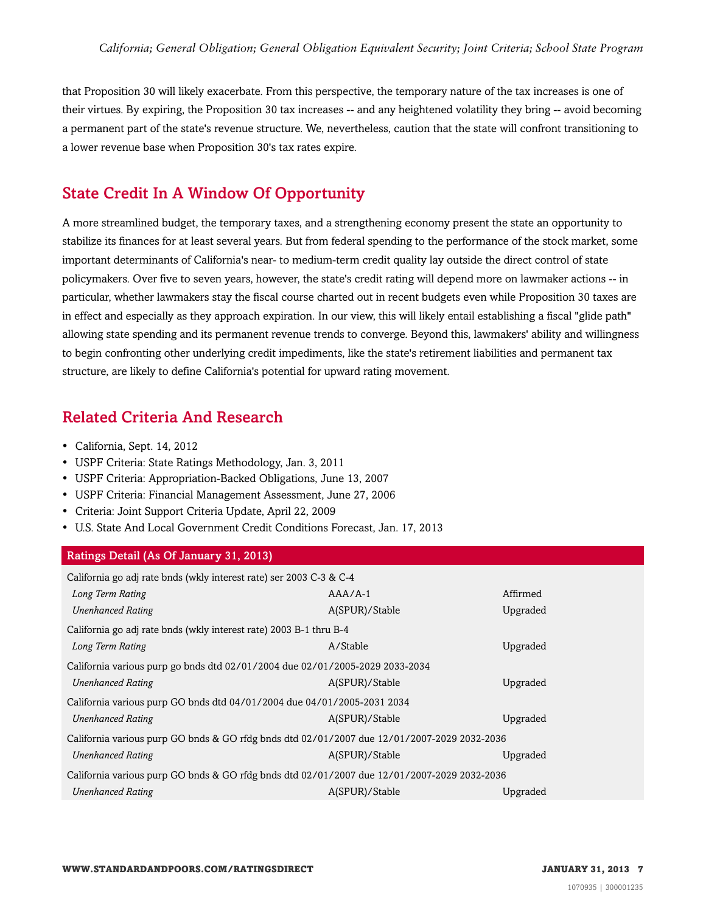that Proposition 30 will likely exacerbate. From this perspective, the temporary nature of the tax increases is one of their virtues. By expiring, the Proposition 30 tax increases -- and any heightened volatility they bring -- avoid becoming a permanent part of the state's revenue structure. We, nevertheless, caution that the state will confront transitioning to a lower revenue base when Proposition 30's tax rates expire.

## State Credit In A Window Of Opportunity

A more streamlined budget, the temporary taxes, and a strengthening economy present the state an opportunity to stabilize its finances for at least several years. But from federal spending to the performance of the stock market, some important determinants of California's near- to medium-term credit quality lay outside the direct control of state policymakers. Over five to seven years, however, the state's credit rating will depend more on lawmaker actions -- in particular, whether lawmakers stay the fiscal course charted out in recent budgets even while Proposition 30 taxes are in effect and especially as they approach expiration. In our view, this will likely entail establishing a fiscal "glide path" allowing state spending and its permanent revenue trends to converge. Beyond this, lawmakers' ability and willingness to begin confronting other underlying credit impediments, like the state's retirement liabilities and permanent tax structure, are likely to define California's potential for upward rating movement.

## Related Criteria And Research

- California, Sept. 14, 2012
- USPF Criteria: State Ratings Methodology, Jan. 3, 2011
- USPF Criteria: Appropriation-Backed Obligations, June 13, 2007
- USPF Criteria: Financial Management Assessment, June 27, 2006
- Criteria: Joint Support Criteria Update, April 22, 2009
- U.S. State And Local Government Credit Conditions Forecast, Jan. 17, 2013

| Ratings Detail (As Of January 31, 2013) | | |
|---|---|---|
| California go adj rate bnds (wkly interest rate) ser 2003 C-3 & C-4 | | |
| *Long Term Rating* | AAA/A-1 | Affirmed |
| *Unenhanced Rating* | A(SPUR)/Stable | Upgraded |
| California go adj rate bnds (wkly interest rate) 2003 B-1 thru B-4 | | |
| *Long Term Rating* | A/Stable | Upgraded |
| California various purp go bnds dtd 02/01/2004 due 02/01/2005-2029 2033-2034 | | |
| *Unenhanced Rating* | A(SPUR)/Stable | Upgraded |
| California various purp GO bnds dtd 04/01/2004 due 04/01/2005-2031 2034 | | |
| *Unenhanced Rating* | A(SPUR)/Stable | Upgraded |
| California various purp GO bnds & GO rfdg bnds dtd 02/01/2007 due 12/01/2007-2029 2032-2036 | | |
| *Unenhanced Rating* | A(SPUR)/Stable | Upgraded |
| California various purp GO bnds & GO rfdg bnds dtd 02/01/2007 due 12/01/2007-2029 2032-2036 | | |
| *Unenhanced Rating* | A(SPUR)/Stable | Upgraded |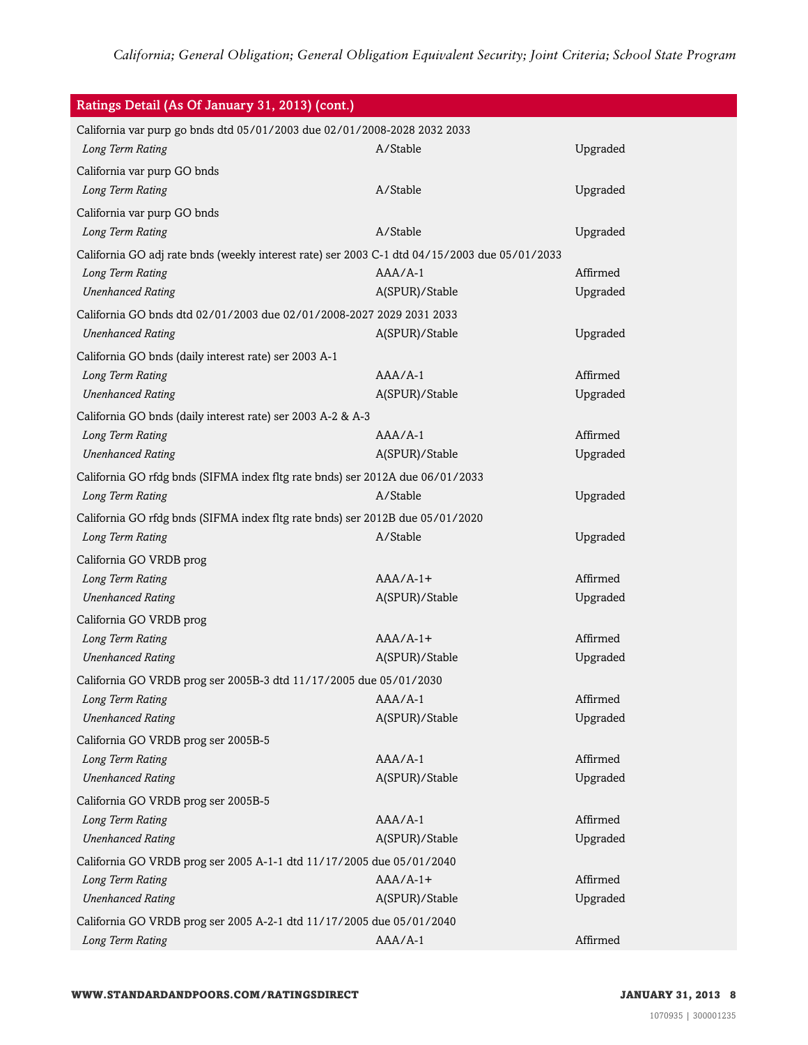## Ratings Detail (As Of January 31, 2013) (cont.)

| | | |
|---|---|---|
| California var purp go bnds dtd 05/01/2003 due 02/01/2008-2028 2032 2033 | | |
| *Long Term Rating* | A/Stable | Upgraded |
| California var purp GO bnds | | |
| *Long Term Rating* | A/Stable | Upgraded |
| California var purp GO bnds | | |
| *Long Term Rating* | A/Stable | Upgraded |
| California GO adj rate bnds (weekly interest rate) ser 2003 C-1 dtd 04/15/2003 due 05/01/2033 | | |
| *Long Term Rating* | AAA/A-1 | Affirmed |
| *Unenhanced Rating* | A(SPUR)/Stable | Upgraded |
| California GO bnds dtd 02/01/2003 due 02/01/2008-2027 2029 2031 2033 | | |
| *Unenhanced Rating* | A(SPUR)/Stable | Upgraded |
| California GO bnds (daily interest rate) ser 2003 A-1 | | |
| *Long Term Rating* | AAA/A-1 | Affirmed |
| *Unenhanced Rating* | A(SPUR)/Stable | Upgraded |
| California GO bnds (daily interest rate) ser 2003 A-2 & A-3 | | |
| *Long Term Rating* | AAA/A-1 | Affirmed |
| *Unenhanced Rating* | A(SPUR)/Stable | Upgraded |
| California GO rfdg bnds (SIFMA index fltg rate bnds) ser 2012A due 06/01/2033 | | |
| *Long Term Rating* | A/Stable | Upgraded |
| California GO rfdg bnds (SIFMA index fltg rate bnds) ser 2012B due 05/01/2020 | | |
| *Long Term Rating* | A/Stable | Upgraded |
| California GO VRDB prog | | |
| *Long Term Rating* | AAA/A-1+ | Affirmed |
| *Unenhanced Rating* | A(SPUR)/Stable | Upgraded |
| California GO VRDB prog | | |
| *Long Term Rating* | AAA/A-1+ | Affirmed |
| *Unenhanced Rating* | A(SPUR)/Stable | Upgraded |
| California GO VRDB prog ser 2005B-3 dtd 11/17/2005 due 05/01/2030 | | |
| *Long Term Rating* | AAA/A-1 | Affirmed |
| *Unenhanced Rating* | A(SPUR)/Stable | Upgraded |
| California GO VRDB prog ser 2005B-5 | | |
| *Long Term Rating* | AAA/A-1 | Affirmed |
| *Unenhanced Rating* | A(SPUR)/Stable | Upgraded |
| California GO VRDB prog ser 2005B-5 | | |
| *Long Term Rating* | AAA/A-1 | Affirmed |
| *Unenhanced Rating* | A(SPUR)/Stable | Upgraded |
| California GO VRDB prog ser 2005 A-1-1 dtd 11/17/2005 due 05/01/2040 | | |
| *Long Term Rating* | AAA/A-1+ | Affirmed |
| *Unenhanced Rating* | A(SPUR)/Stable | Upgraded |
| California GO VRDB prog ser 2005 A-2-1 dtd 11/17/2005 due 05/01/2040 | | |
| *Long Term Rating* | AAA/A-1 | Affirmed |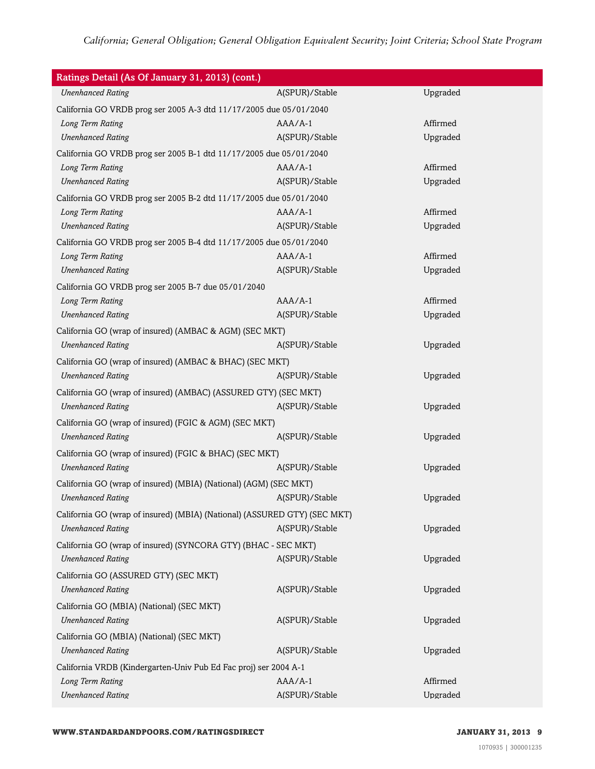| Ratings Detail (As Of January 31, 2013) (cont.) | | |
|---|---|---|
| *Unenhanced Rating* | A(SPUR)/Stable | Upgraded |
| California GO VRDB prog ser 2005 A-3 dtd 11/17/2005 due 05/01/2040 | | |
| *Long Term Rating* | AAA/A-1 | Affirmed |
| *Unenhanced Rating* | A(SPUR)/Stable | Upgraded |
| California GO VRDB prog ser 2005 B-1 dtd 11/17/2005 due 05/01/2040 | | |
| *Long Term Rating* | AAA/A-1 | Affirmed |
| *Unenhanced Rating* | A(SPUR)/Stable | Upgraded |
| California GO VRDB prog ser 2005 B-2 dtd 11/17/2005 due 05/01/2040 | | |
| *Long Term Rating* | AAA/A-1 | Affirmed |
| *Unenhanced Rating* | A(SPUR)/Stable | Upgraded |
| California GO VRDB prog ser 2005 B-4 dtd 11/17/2005 due 05/01/2040 | | |
| *Long Term Rating* | AAA/A-1 | Affirmed |
| *Unenhanced Rating* | A(SPUR)/Stable | Upgraded |
| California GO VRDB prog ser 2005 B-7 due 05/01/2040 | | |
| *Long Term Rating* | AAA/A-1 | Affirmed |
| *Unenhanced Rating* | A(SPUR)/Stable | Upgraded |
| California GO (wrap of insured) (AMBAC & AGM) (SEC MKT) | | |
| *Unenhanced Rating* | A(SPUR)/Stable | Upgraded |
| California GO (wrap of insured) (AMBAC & BHAC) (SEC MKT) | | |
| *Unenhanced Rating* | A(SPUR)/Stable | Upgraded |
| California GO (wrap of insured) (AMBAC) (ASSURED GTY) (SEC MKT) | | |
| *Unenhanced Rating* | A(SPUR)/Stable | Upgraded |
| California GO (wrap of insured) (FGIC & AGM) (SEC MKT) | | |
| *Unenhanced Rating* | A(SPUR)/Stable | Upgraded |
| California GO (wrap of insured) (FGIC & BHAC) (SEC MKT) | | |
| *Unenhanced Rating* | A(SPUR)/Stable | Upgraded |
| California GO (wrap of insured) (MBIA) (National) (AGM) (SEC MKT) | | |
| *Unenhanced Rating* | A(SPUR)/Stable | Upgraded |
| California GO (wrap of insured) (MBIA) (National) (ASSURED GTY) (SEC MKT) | | |
| *Unenhanced Rating* | A(SPUR)/Stable | Upgraded |
| California GO (wrap of insured) (SYNCORA GTY) (BHAC - SEC MKT) | | |
| *Unenhanced Rating* | A(SPUR)/Stable | Upgraded |
| California GO (ASSURED GTY) (SEC MKT) | | |
| *Unenhanced Rating* | A(SPUR)/Stable | Upgraded |
| California GO (MBIA) (National) (SEC MKT) | | |
| *Unenhanced Rating* | A(SPUR)/Stable | Upgraded |
| California GO (MBIA) (National) (SEC MKT) | | |
| *Unenhanced Rating* | A(SPUR)/Stable | Upgraded |
| California VRDB (Kindergarten-Univ Pub Ed Fac proj) ser 2004 A-1 | | |
| *Long Term Rating* | AAA/A-1 | Affirmed |
| *Unenhanced Rating* | A(SPUR)/Stable | Upgraded |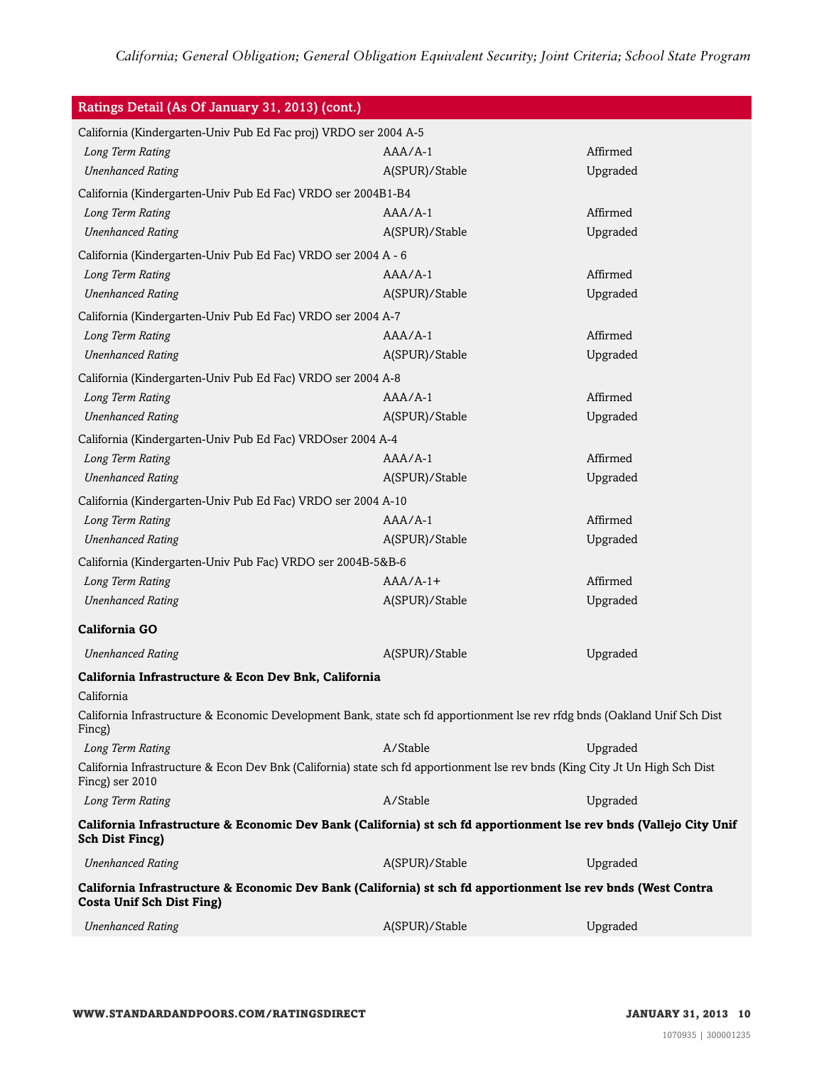| Ratings Detail (As Of January 31, 2013) (cont.) | | |
|---|---|---|
| California (Kindergarten-Univ Pub Ed Fac proj) VRDO ser 2004 A-5 | | |
| *Long Term Rating* | AAA/A-1 | Affirmed |
| *Unenhanced Rating* | A(SPUR)/Stable | Upgraded |
| California (Kindergarten-Univ Pub Ed Fac) VRDO ser 2004B1-B4 | | |
| *Long Term Rating* | AAA/A-1 | Affirmed |
| *Unenhanced Rating* | A(SPUR)/Stable | Upgraded |
| California (Kindergarten-Univ Pub Ed Fac) VRDO ser 2004 A - 6 | | |
| *Long Term Rating* | AAA/A-1 | Affirmed |
| *Unenhanced Rating* | A(SPUR)/Stable | Upgraded |
| California (Kindergarten-Univ Pub Ed Fac) VRDO ser 2004 A-7 | | |
| *Long Term Rating* | AAA/A-1 | Affirmed |
| *Unenhanced Rating* | A(SPUR)/Stable | Upgraded |
| California (Kindergarten-Univ Pub Ed Fac) VRDO ser 2004 A-8 | | |
| *Long Term Rating* | AAA/A-1 | Affirmed |
| *Unenhanced Rating* | A(SPUR)/Stable | Upgraded |
| California (Kindergarten-Univ Pub Ed Fac) VRDOser 2004 A-4 | | |
| *Long Term Rating* | AAA/A-1 | Affirmed |
| *Unenhanced Rating* | A(SPUR)/Stable | Upgraded |
| California (Kindergarten-Univ Pub Ed Fac) VRDO ser 2004 A-10 | | |
| *Long Term Rating* | AAA/A-1 | Affirmed |
| *Unenhanced Rating* | A(SPUR)/Stable | Upgraded |
| California (Kindergarten-Univ Pub Fac) VRDO ser 2004B-5&B-6 | | |
| *Long Term Rating* | AAA/A-1+ | Affirmed |
| *Unenhanced Rating* | A(SPUR)/Stable | Upgraded |
| **California GO** | | |
| *Unenhanced Rating* | A(SPUR)/Stable | Upgraded |
| **California Infrastructure & Econ Dev Bnk, California** | | |
| California | | |
| California Infrastructure & Economic Development Bank, state sch fd apportionment lse rev rfdg bnds (Oakland Unif Sch Dist Fincg) | | |
| *Long Term Rating* | A/Stable | Upgraded |
| California Infrastructure & Econ Dev Bnk (California) state sch fd apportionment lse rev bnds (King City Jt Un High Sch Dist Fincg) ser 2010 | | |
| *Long Term Rating* | A/Stable | Upgraded |
| **California Infrastructure & Economic Dev Bank (California) st sch fd apportionment lse rev bnds (Vallejo City Unif Sch Dist Fincg)** | | |
| *Unenhanced Rating* | A(SPUR)/Stable | Upgraded |
| **California Infrastructure & Economic Dev Bank (California) st sch fd apportionment lse rev bnds (West Contra Costa Unif Sch Dist Fing)** | | |
| *Unenhanced Rating* | A(SPUR)/Stable | Upgraded |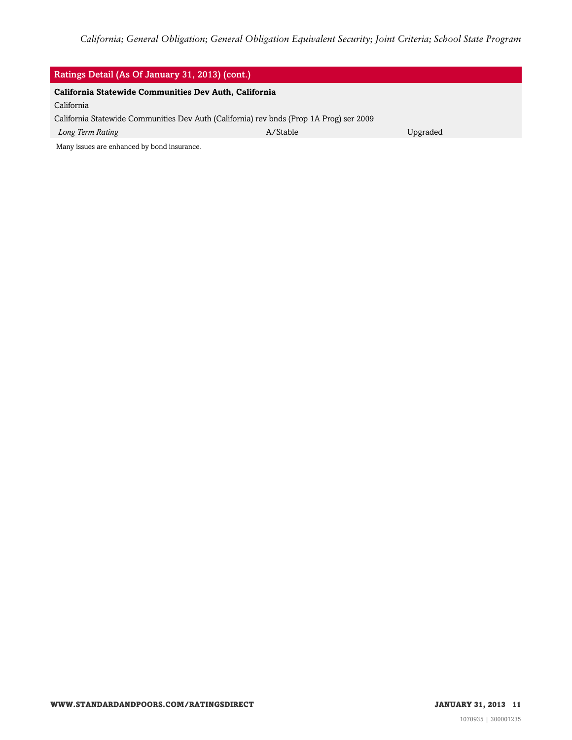## Ratings Detail (As Of January 31, 2013) (cont.)

| | | |
|---|---|---|
| **California Statewide Communities Dev Auth, California** | | |
| California | | |
| California Statewide Communities Dev Auth (California) rev bnds (Prop 1A Prog) ser 2009 | | |
| *Long Term Rating* | A/Stable | Upgraded |

Many issues are enhanced by bond insurance.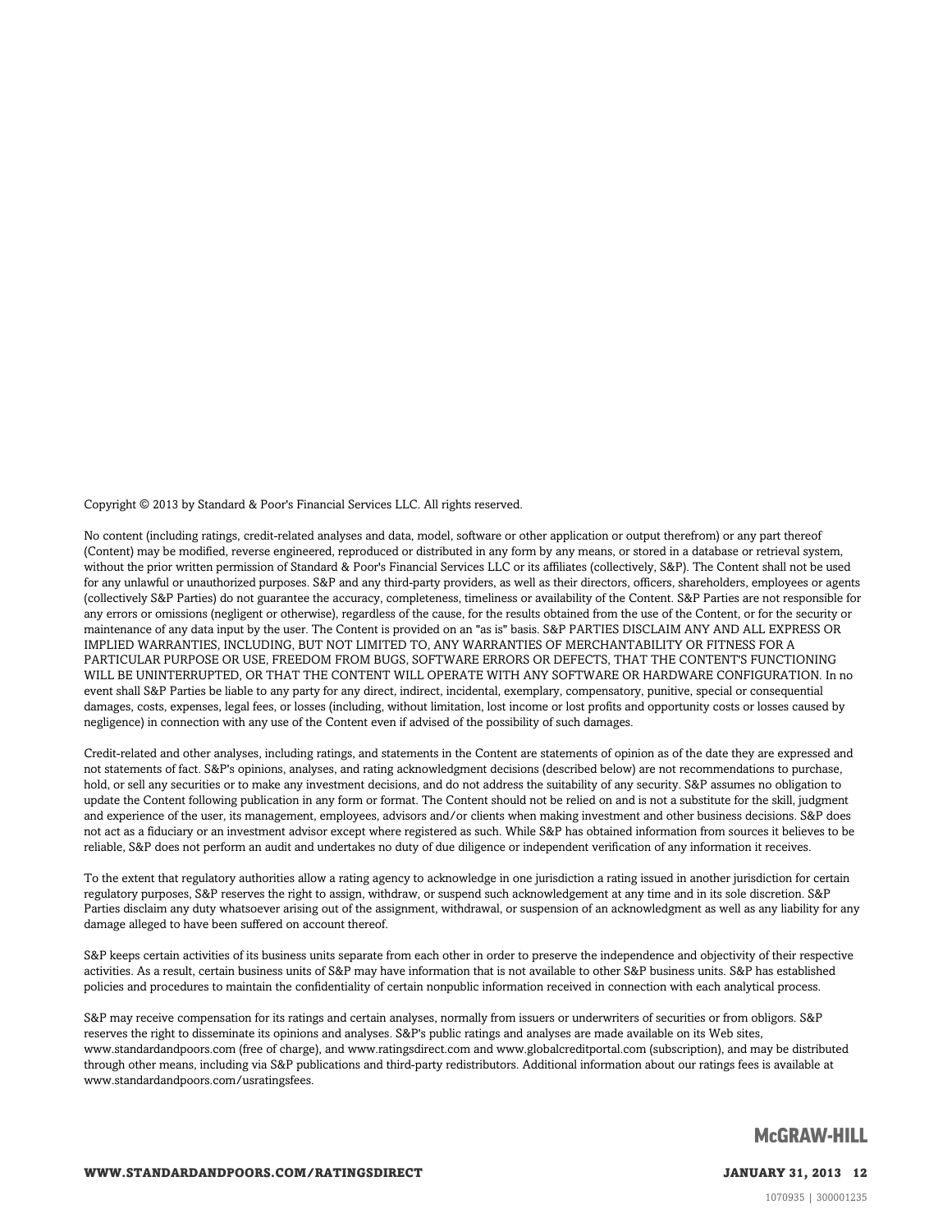Copyright © 2013 by Standard & Poor's Financial Services LLC. All rights reserved.

No content (including ratings, credit-related analyses and data, model, software or other application or output therefrom) or any part thereof (Content) may be modified, reverse engineered, reproduced or distributed in any form by any means, or stored in a database or retrieval system, without the prior written permission of Standard & Poor's Financial Services LLC or its affiliates (collectively, S&P). The Content shall not be used for any unlawful or unauthorized purposes. S&P and any third-party providers, as well as their directors, officers, shareholders, employees or agents (collectively S&P Parties) do not guarantee the accuracy, completeness, timeliness or availability of the Content. S&P Parties are not responsible for any errors or omissions (negligent or otherwise), regardless of the cause, for the results obtained from the use of the Content, or for the security or maintenance of any data input by the user. The Content is provided on an "as is" basis. S&P PARTIES DISCLAIM ANY AND ALL EXPRESS OR IMPLIED WARRANTIES, INCLUDING, BUT NOT LIMITED TO, ANY WARRANTIES OF MERCHANTABILITY OR FITNESS FOR A PARTICULAR PURPOSE OR USE, FREEDOM FROM BUGS, SOFTWARE ERRORS OR DEFECTS, THAT THE CONTENT'S FUNCTIONING WILL BE UNINTERRUPTED, OR THAT THE CONTENT WILL OPERATE WITH ANY SOFTWARE OR HARDWARE CONFIGURATION. In no event shall S&P Parties be liable to any party for any direct, indirect, incidental, exemplary, compensatory, punitive, special or consequential damages, costs, expenses, legal fees, or losses (including, without limitation, lost income or lost profits and opportunity costs or losses caused by negligence) in connection with any use of the Content even if advised of the possibility of such damages.

Credit-related and other analyses, including ratings, and statements in the Content are statements of opinion as of the date they are expressed and not statements of fact. S&P's opinions, analyses, and rating acknowledgment decisions (described below) are not recommendations to purchase, hold, or sell any securities or to make any investment decisions, and do not address the suitability of any security. S&P assumes no obligation to update the Content following publication in any form or format. The Content should not be relied on and is not a substitute for the skill, judgment and experience of the user, its management, employees, advisors and/or clients when making investment and other business decisions. S&P does not act as a fiduciary or an investment advisor except where registered as such. While S&P has obtained information from sources it believes to be reliable, S&P does not perform an audit and undertakes no duty of due diligence or independent verification of any information it receives.

To the extent that regulatory authorities allow a rating agency to acknowledge in one jurisdiction a rating issued in another jurisdiction for certain regulatory purposes, S&P reserves the right to assign, withdraw, or suspend such acknowledgement at any time and in its sole discretion. S&P Parties disclaim any duty whatsoever arising out of the assignment, withdrawal, or suspension of an acknowledgment as well as any liability for any damage alleged to have been suffered on account thereof.

S&P keeps certain activities of its business units separate from each other in order to preserve the independence and objectivity of their respective activities. As a result, certain business units of S&P may have information that is not available to other S&P business units. S&P has established policies and procedures to maintain the confidentiality of certain nonpublic information received in connection with each analytical process.

S&P may receive compensation for its ratings and certain analyses, normally from issuers or underwriters of securities or from obligors. S&P reserves the right to disseminate its opinions and analyses. S&P's public ratings and analyses are made available on its Web sites, www.standardandpoors.com (free of charge), and www.ratingsdirect.com and www.globalcreditportal.com (subscription), and may be distributed through other means, including via S&P publications and third-party redistributors. Additional information about our ratings fees is available at www.standardandpoors.com/usratingsfees.

**McGRAW-HILL**

1070935 | 300001235